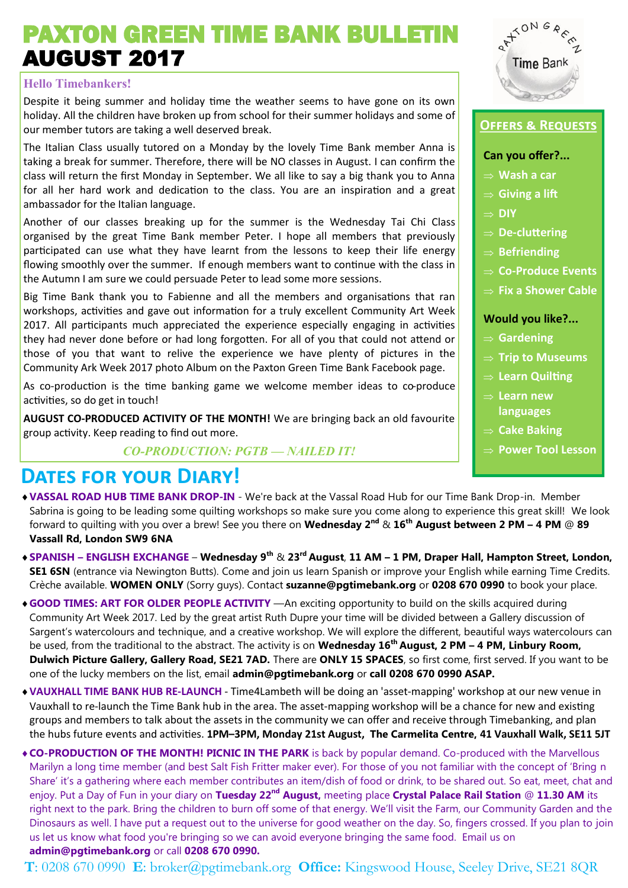# PAXTON GREEN TIME BANK BULLETIN
# AUGUST 2017

### Hello Timebankers!

Despite it being summer and holiday time the weather seems to have gone on its own holiday. All the children have broken up from school for their summer holidays and some of our member tutors are taking a well deserved break.

The Italian Class usually tutored on a Monday by the lovely Time Bank member Anna is taking a break for summer. Therefore, there will be NO classes in August. I can confirm the class will return the first Monday in September. We all like to say a big thank you to Anna for all her hard work and dedication to the class. You are an inspiration and a great ambassador for the Italian language.

Another of our classes breaking up for the summer is the Wednesday Tai Chi Class organised by the great Time Bank member Peter. I hope all members that previously participated can use what they have learnt from the lessons to keep their life energy flowing smoothly over the summer. If enough members want to continue with the class in the Autumn I am sure we could persuade Peter to lead some more sessions.

Big Time Bank thank you to Fabienne and all the members and organisations that ran workshops, activities and gave out information for a truly excellent Community Art Week 2017. All participants much appreciated the experience especially engaging in activities they had never done before or had long forgotten. For all of you that could not attend or those of you that want to relive the experience we have plenty of pictures in the Community Ark Week 2017 photo Album on the Paxton Green Time Bank Facebook page.

As co-production is the time banking game we welcome member ideas to co-produce activities, so do get in touch!

**AUGUST CO-PRODUCED ACTIVITY OF THE MONTH!** We are bringing back an old favourite group activity. Keep reading to find out more.

*CO-PRODUCTION: PGTB — NAILED IT!*

## Offers & Requests

**Can you offer?...**

- ⇒ Wash a car
- ⇒ Giving a lift
- ⇒ DIY
- ⇒ De-cluttering
- ⇒ Befriending
- ⇒ Co-Produce Events
- ⇒ Fix a Shower Cable

**Would you like?...**

- ⇒ Gardening
- ⇒ Trip to Museums
- ⇒ Learn Quilting
- ⇒ Learn new languages
- ⇒ Cake Baking
- ⇒ Power Tool Lesson

## Dates for your Diary!

- **VASSAL ROAD HUB TIME BANK DROP-IN** - We're back at the Vassal Road Hub for our Time Bank Drop-in. Member Sabrina is going to be leading some quilting workshops so make sure you come along to experience this great skill! We look forward to quilting with you over a brew! See you there on **Wednesday 2nd & 16th August between 2 PM – 4 PM** @ **89 Vassall Rd, London SW9 6NA**
- **SPANISH – ENGLISH EXCHANGE** – **Wednesday 9th & 23rd August**, **11 AM – 1 PM, Draper Hall, Hampton Street, London, SE1 6SN** (entrance via Newington Butts). Come and join us learn Spanish or improve your English while earning Time Credits. Crèche available. **WOMEN ONLY** (Sorry guys). Contact **suzanne@pgtimebank.org** or **0208 670 0990** to book your place.
- **GOOD TIMES: ART FOR OLDER PEOPLE ACTIVITY** —An exciting opportunity to build on the skills acquired during Community Art Week 2017. Led by the great artist Ruth Dupre your time will be divided between a Gallery discussion of Sargent's watercolours and technique, and a creative workshop. We will explore the different, beautiful ways watercolours can be used, from the traditional to the abstract. The activity is on **Wednesday 16th August, 2 PM – 4 PM, Linbury Room, Dulwich Picture Gallery, Gallery Road, SE21 7AD.** There are **ONLY 15 SPACES**, so first come, first served. If you want to be one of the lucky members on the list, email **admin@pgtimebank.org** or **call 0208 670 0990 ASAP.**
- **VAUXHALL TIME BANK HUB RE-LAUNCH** - Time4Lambeth will be doing an 'asset-mapping' workshop at our new venue in Vauxhall to re-launch the Time Bank hub in the area. The asset-mapping workshop will be a chance for new and existing groups and members to talk about the assets in the community we can offer and receive through Timebanking, and plan the hubs future events and activities. **1PM–3PM, Monday 21st August, The Carmelita Centre, 41 Vauxhall Walk, SE11 5JT**
- **CO-PRODUCTION OF THE MONTH! PICNIC IN THE PARK** is back by popular demand. Co-produced with the Marvellous Marilyn a long time member (and best Salt Fish Fritter maker ever). For those of you not familiar with the concept of 'Bring n Share' it's a gathering where each member contributes an item/dish of food or drink, to be shared out. So eat, meet, chat and enjoy. Put a Day of Fun in your diary on **Tuesday 22nd August,** meeting place **Crystal Palace Rail Station** @ **11.30 AM** its right next to the park. Bring the children to burn off some of that energy. We'll visit the Farm, our Community Garden and the Dinosaurs as well. I have put a request out to the universe for good weather on the day. So, fingers crossed. If you plan to join us let us know what food you're bringing so we can avoid everyone bringing the same food. Email us on **admin@pgtimebank.org** or call **0208 670 0990.**

**T**: 0208 670 0990 **E**: broker@pgtimebank.org **Office:** Kingswood House, Seeley Drive, SE21 8QR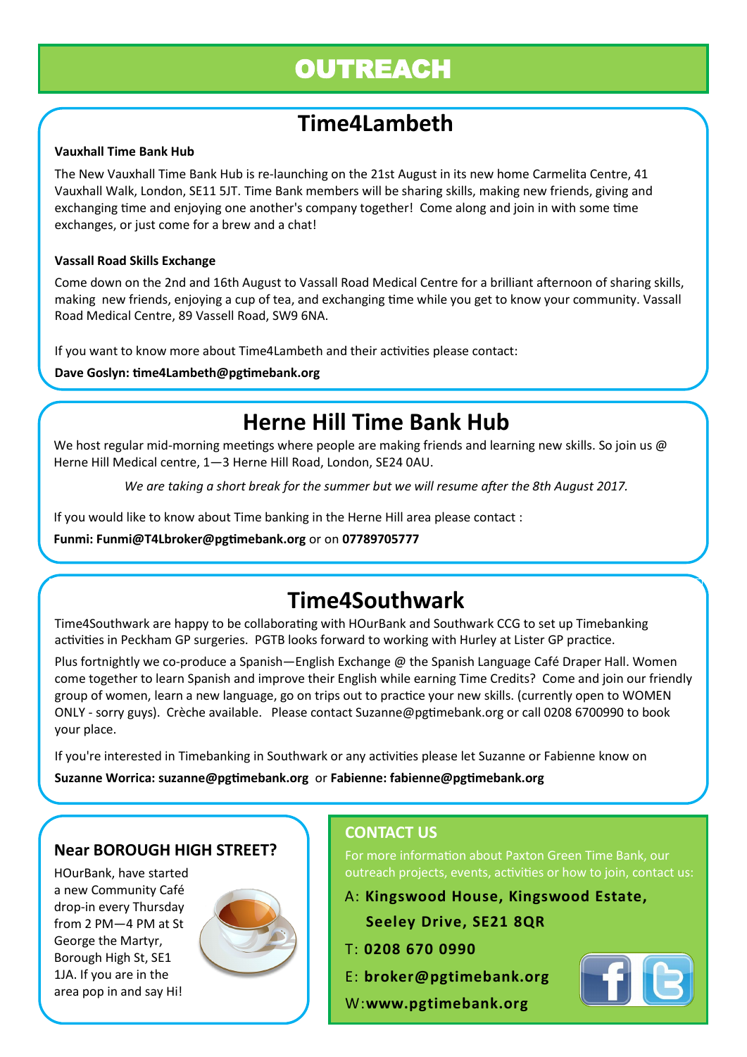# OUTREACH

## Time4Lambeth

**Vauxhall Time Bank Hub**

The New Vauxhall Time Bank Hub is re-launching on the 21st August in its new home Carmelita Centre, 41 Vauxhall Walk, London, SE11 5JT. Time Bank members will be sharing skills, making new friends, giving and exchanging time and enjoying one another's company together! Come along and join in with some time exchanges, or just come for a brew and a chat!

**Vassall Road Skills Exchange**

Come down on the 2nd and 16th August to Vassall Road Medical Centre for a brilliant afternoon of sharing skills, making new friends, enjoying a cup of tea, and exchanging time while you get to know your community. Vassall Road Medical Centre, 89 Vassell Road, SW9 6NA.

If you want to know more about Time4Lambeth and their activities please contact:

**Dave Goslyn: time4Lambeth@pgtimebank.org**

## Herne Hill Time Bank Hub

We host regular mid-morning meetings where people are making friends and learning new skills. So join us @ Herne Hill Medical centre, 1—3 Herne Hill Road, London, SE24 0AU.

*We are taking a short break for the summer but we will resume after the 8th August 2017.*

If you would like to know about Time banking in the Herne Hill area please contact :

**Funmi: Funmi@T4Lbroker@pgtimebank.org** or on **07789705777**

## Time4Southwark

Time4Southwark are happy to be collaborating with HOurBank and Southwark CCG to set up Timebanking activities in Peckham GP surgeries. PGTB looks forward to working with Hurley at Lister GP practice.

Plus fortnightly we co-produce a Spanish—English Exchange @ the Spanish Language Café Draper Hall. Women come together to learn Spanish and improve their English while earning Time Credits? Come and join our friendly group of women, learn a new language, go on trips out to practice your new skills. (currently open to WOMEN ONLY - sorry guys). Crèche available. Please contact Suzanne@pgtimebank.org or call 0208 6700990 to book your place.

If you're interested in Timebanking in Southwark or any activities please let Suzanne or Fabienne know on

**Suzanne Worrica: suzanne@pgtimebank.org** or **Fabienne: fabienne@pgtimebank.org**

## Near BOROUGH HIGH STREET?

HOurBank, have started a new Community Café drop-in every Thursday from 2 PM—4 PM at St George the Martyr, Borough High St, SE1 1JA. If you are in the area pop in and say Hi!

## CONTACT US

For more information about Paxton Green Time Bank, our outreach projects, events, activities or how to join, contact us:

A: **Kingswood House, Kingswood Estate, Seeley Drive, SE21 8QR**

T: **0208 670 0990**

E: **broker@pgtimebank.org**

W: **www.pgtimebank.org**